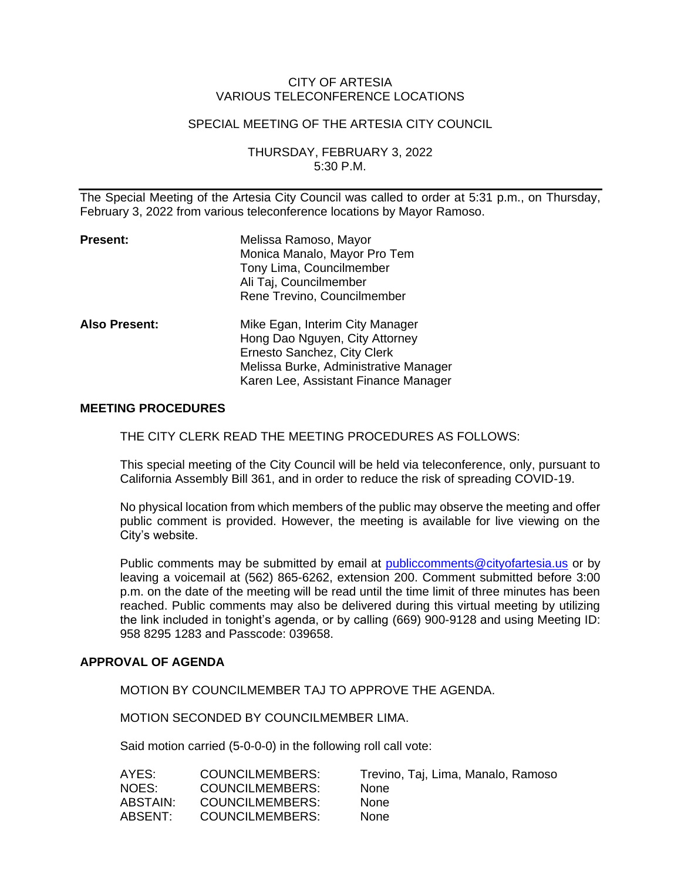CITY OF ARTESIA
VARIOUS TELECONFERENCE LOCATIONS

SPECIAL MEETING OF THE ARTESIA CITY COUNCIL

THURSDAY, FEBRUARY 3, 2022
5:30 P.M.

---

The Special Meeting of the Artesia City Council was called to order at 5:31 p.m., on Thursday, February 3, 2022 from various teleconference locations by Mayor Ramoso.

| | |
|---|---|
| **Present:** | Melissa Ramoso, Mayor<br>Monica Manalo, Mayor Pro Tem<br>Tony Lima, Councilmember<br>Ali Taj, Councilmember<br>Rene Trevino, Councilmember |
| **Also Present:** | Mike Egan, Interim City Manager<br>Hong Dao Nguyen, City Attorney<br>Ernesto Sanchez, City Clerk<br>Melissa Burke, Administrative Manager<br>Karen Lee, Assistant Finance Manager |

## MEETING PROCEDURES

THE CITY CLERK READ THE MEETING PROCEDURES AS FOLLOWS:

This special meeting of the City Council will be held via teleconference, only, pursuant to California Assembly Bill 361, and in order to reduce the risk of spreading COVID-19.

No physical location from which members of the public may observe the meeting and offer public comment is provided. However, the meeting is available for live viewing on the City's website.

Public comments may be submitted by email at publiccomments@cityofartesia.us or by leaving a voicemail at (562) 865-6262, extension 200. Comment submitted before 3:00 p.m. on the date of the meeting will be read until the time limit of three minutes has been reached. Public comments may also be delivered during this virtual meeting by utilizing the link included in tonight's agenda, or by calling (669) 900-9128 and using Meeting ID: 958 8295 1283 and Passcode: 039658.

## APPROVAL OF AGENDA

MOTION BY COUNCILMEMBER TAJ TO APPROVE THE AGENDA.

MOTION SECONDED BY COUNCILMEMBER LIMA.

Said motion carried (5-0-0-0) in the following roll call vote:

| | | |
|---|---|---|
| AYES: | COUNCILMEMBERS: | Trevino, Taj, Lima, Manalo, Ramoso |
| NOES: | COUNCILMEMBERS: | None |
| ABSTAIN: | COUNCILMEMBERS: | None |
| ABSENT: | COUNCILMEMBERS: | None |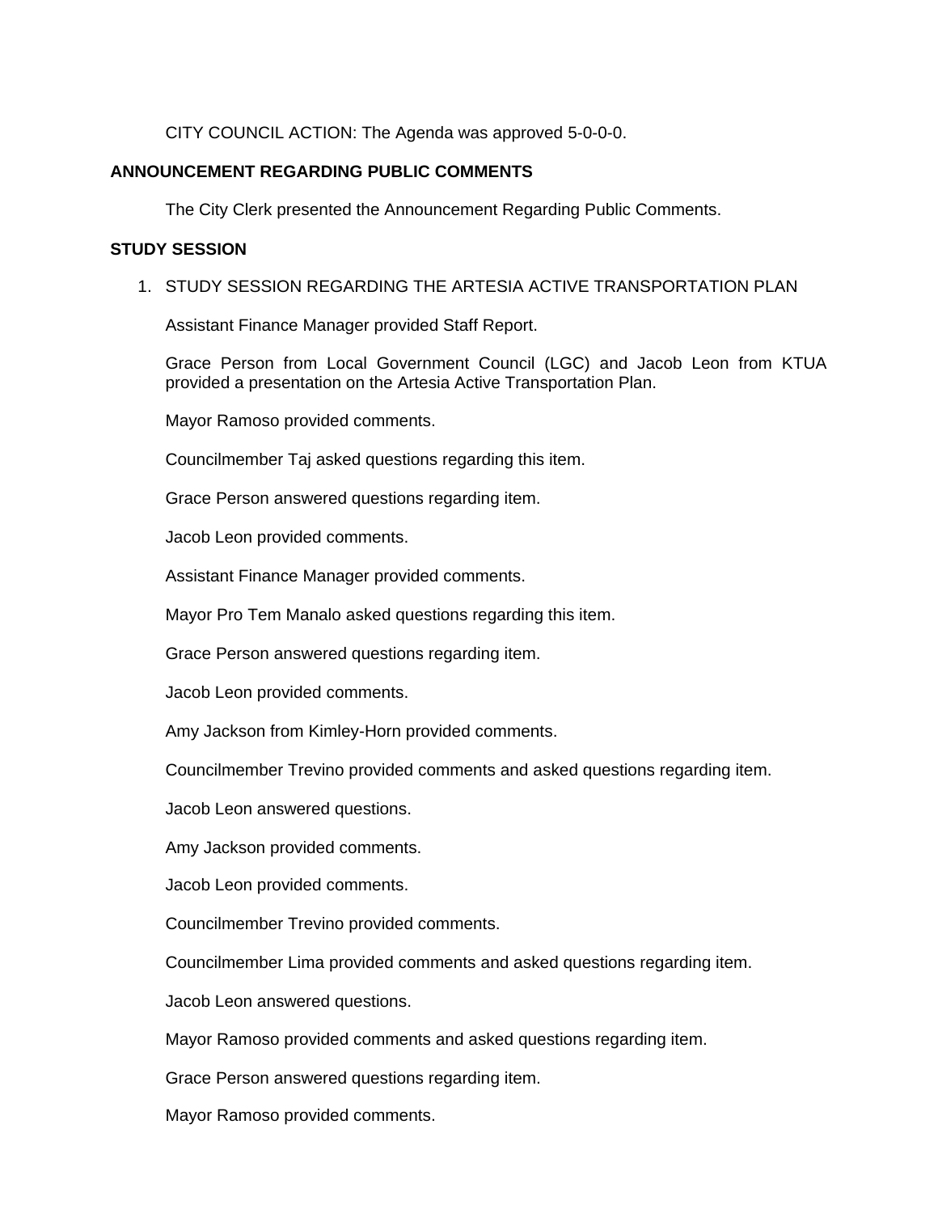CITY COUNCIL ACTION: The Agenda was approved 5-0-0-0.

**ANNOUNCEMENT REGARDING PUBLIC COMMENTS**

The City Clerk presented the Announcement Regarding Public Comments.

**STUDY SESSION**

1. STUDY SESSION REGARDING THE ARTESIA ACTIVE TRANSPORTATION PLAN

   Assistant Finance Manager provided Staff Report.

   Grace Person from Local Government Council (LGC) and Jacob Leon from KTUA provided a presentation on the Artesia Active Transportation Plan.

   Mayor Ramoso provided comments.

   Councilmember Taj asked questions regarding this item.

   Grace Person answered questions regarding item.

   Jacob Leon provided comments.

   Assistant Finance Manager provided comments.

   Mayor Pro Tem Manalo asked questions regarding this item.

   Grace Person answered questions regarding item.

   Jacob Leon provided comments.

   Amy Jackson from Kimley-Horn provided comments.

   Councilmember Trevino provided comments and asked questions regarding item.

   Jacob Leon answered questions.

   Amy Jackson provided comments.

   Jacob Leon provided comments.

   Councilmember Trevino provided comments.

   Councilmember Lima provided comments and asked questions regarding item.

   Jacob Leon answered questions.

   Mayor Ramoso provided comments and asked questions regarding item.

   Grace Person answered questions regarding item.

   Mayor Ramoso provided comments.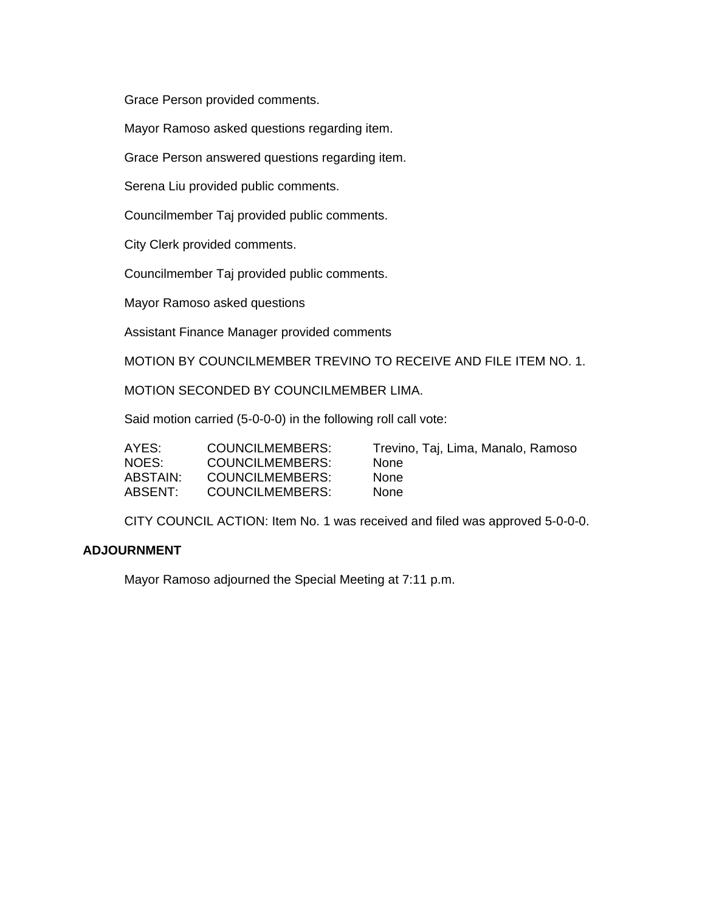Grace Person provided comments.

Mayor Ramoso asked questions regarding item.

Grace Person answered questions regarding item.

Serena Liu provided public comments.

Councilmember Taj provided public comments.

City Clerk provided comments.

Councilmember Taj provided public comments.

Mayor Ramoso asked questions

Assistant Finance Manager provided comments

MOTION BY COUNCILMEMBER TREVINO TO RECEIVE AND FILE ITEM NO. 1.

MOTION SECONDED BY COUNCILMEMBER LIMA.

Said motion carried (5-0-0-0) in the following roll call vote:

| | | |
|---|---|---|
| AYES: | COUNCILMEMBERS: | Trevino, Taj, Lima, Manalo, Ramoso |
| NOES: | COUNCILMEMBERS: | None |
| ABSTAIN: | COUNCILMEMBERS: | None |
| ABSENT: | COUNCILMEMBERS: | None |

CITY COUNCIL ACTION: Item No. 1 was received and filed was approved 5-0-0-0.

**ADJOURNMENT**

Mayor Ramoso adjourned the Special Meeting at 7:11 p.m.